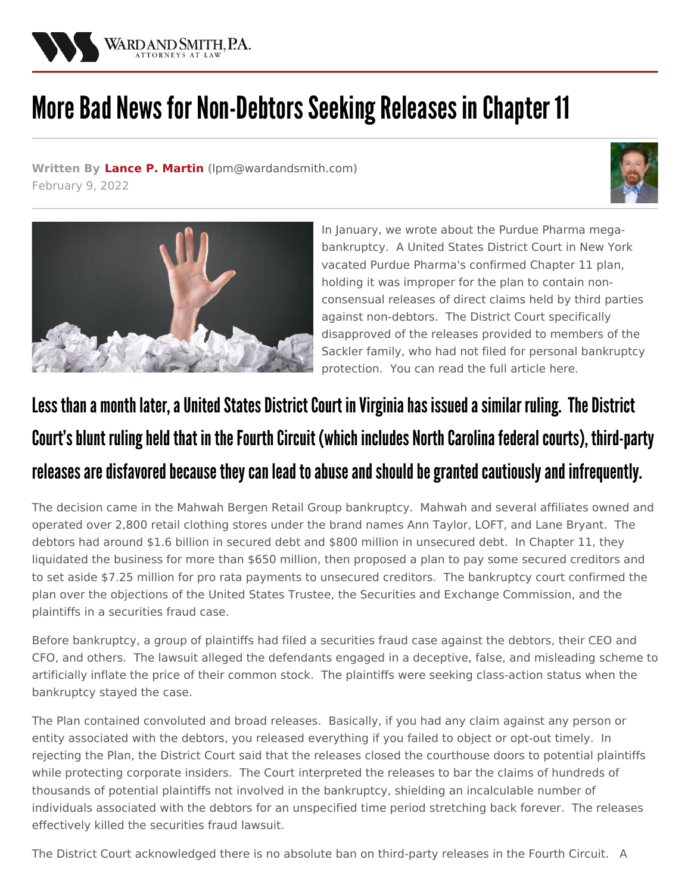WARD AND SMITH, P.A.
ATTORNEYS AT LAW

# More Bad News for Non-Debtors Seeking Releases in Chapter 11

**Written By Lance P. Martin** (lpm@wardandsmith.com)
February 9, 2022

In January, we wrote about the Purdue Pharma mega-bankruptcy. A United States District Court in New York vacated Purdue Pharma's confirmed Chapter 11 plan, holding it was improper for the plan to contain non-consensual releases of direct claims held by third parties against non-debtors. The District Court specifically disapproved of the releases provided to members of the Sackler family, who had not filed for personal bankruptcy protection. You can read the full article here.

## Less than a month later, a United States District Court in Virginia has issued a similar ruling. The District Court's blunt ruling held that in the Fourth Circuit (which includes North Carolina federal courts), third-party releases are disfavored because they can lead to abuse and should be granted cautiously and infrequently.

The decision came in the Mahwah Bergen Retail Group bankruptcy. Mahwah and several affiliates owned and operated over 2,800 retail clothing stores under the brand names Ann Taylor, LOFT, and Lane Bryant. The debtors had around $1.6 billion in secured debt and $800 million in unsecured debt. In Chapter 11, they liquidated the business for more than $650 million, then proposed a plan to pay some secured creditors and to set aside $7.25 million for pro rata payments to unsecured creditors. The bankruptcy court confirmed the plan over the objections of the United States Trustee, the Securities and Exchange Commission, and the plaintiffs in a securities fraud case.

Before bankruptcy, a group of plaintiffs had filed a securities fraud case against the debtors, their CEO and CFO, and others. The lawsuit alleged the defendants engaged in a deceptive, false, and misleading scheme to artificially inflate the price of their common stock. The plaintiffs were seeking class-action status when the bankruptcy stayed the case.

The Plan contained convoluted and broad releases. Basically, if you had any claim against any person or entity associated with the debtors, you released everything if you failed to object or opt-out timely. In rejecting the Plan, the District Court said that the releases closed the courthouse doors to potential plaintiffs while protecting corporate insiders. The Court interpreted the releases to bar the claims of hundreds of thousands of potential plaintiffs not involved in the bankruptcy, shielding an incalculable number of individuals associated with the debtors for an unspecified time period stretching back forever. The releases effectively killed the securities fraud lawsuit.

The District Court acknowledged there is no absolute ban on third-party releases in the Fourth Circuit. A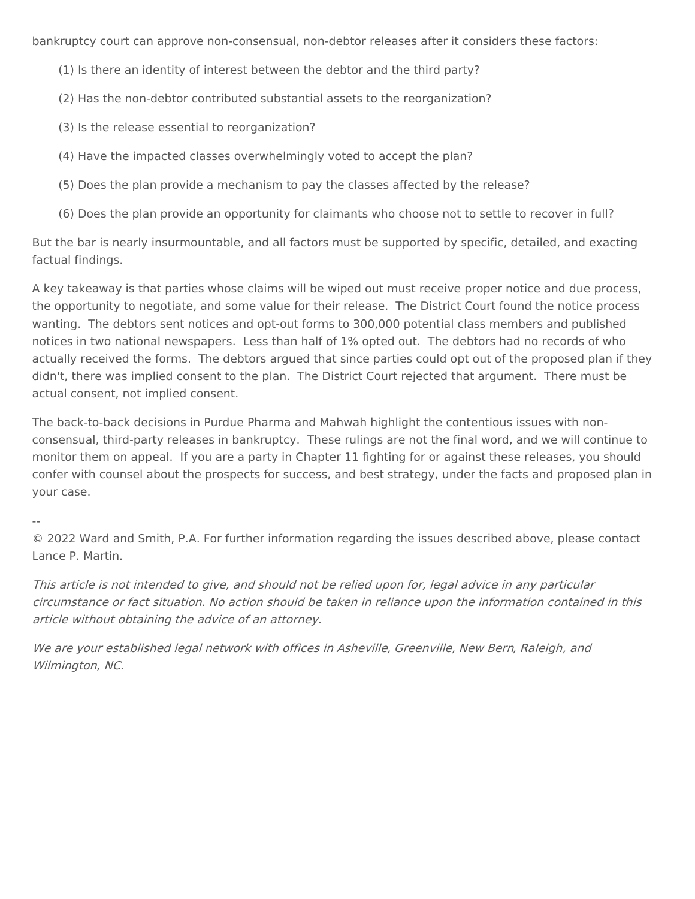bankruptcy court can approve non-consensual, non-debtor releases after it considers these factors:

(1) Is there an identity of interest between the debtor and the third party?

(2) Has the non-debtor contributed substantial assets to the reorganization?

(3) Is the release essential to reorganization?

(4) Have the impacted classes overwhelmingly voted to accept the plan?

(5) Does the plan provide a mechanism to pay the classes affected by the release?

(6) Does the plan provide an opportunity for claimants who choose not to settle to recover in full?

But the bar is nearly insurmountable, and all factors must be supported by specific, detailed, and exacting factual findings.

A key takeaway is that parties whose claims will be wiped out must receive proper notice and due process, the opportunity to negotiate, and some value for their release. The District Court found the notice process wanting. The debtors sent notices and opt-out forms to 300,000 potential class members and published notices in two national newspapers. Less than half of 1% opted out. The debtors had no records of who actually received the forms. The debtors argued that since parties could opt out of the proposed plan if they didn't, there was implied consent to the plan. The District Court rejected that argument. There must be actual consent, not implied consent.

The back-to-back decisions in Purdue Pharma and Mahwah highlight the contentious issues with non-consensual, third-party releases in bankruptcy. These rulings are not the final word, and we will continue to monitor them on appeal. If you are a party in Chapter 11 fighting for or against these releases, you should confer with counsel about the prospects for success, and best strategy, under the facts and proposed plan in your case.

--
© 2022 Ward and Smith, P.A. For further information regarding the issues described above, please contact Lance P. Martin.

*This article is not intended to give, and should not be relied upon for, legal advice in any particular circumstance or fact situation. No action should be taken in reliance upon the information contained in this article without obtaining the advice of an attorney.*

*We are your established legal network with offices in Asheville, Greenville, New Bern, Raleigh, and Wilmington, NC.*